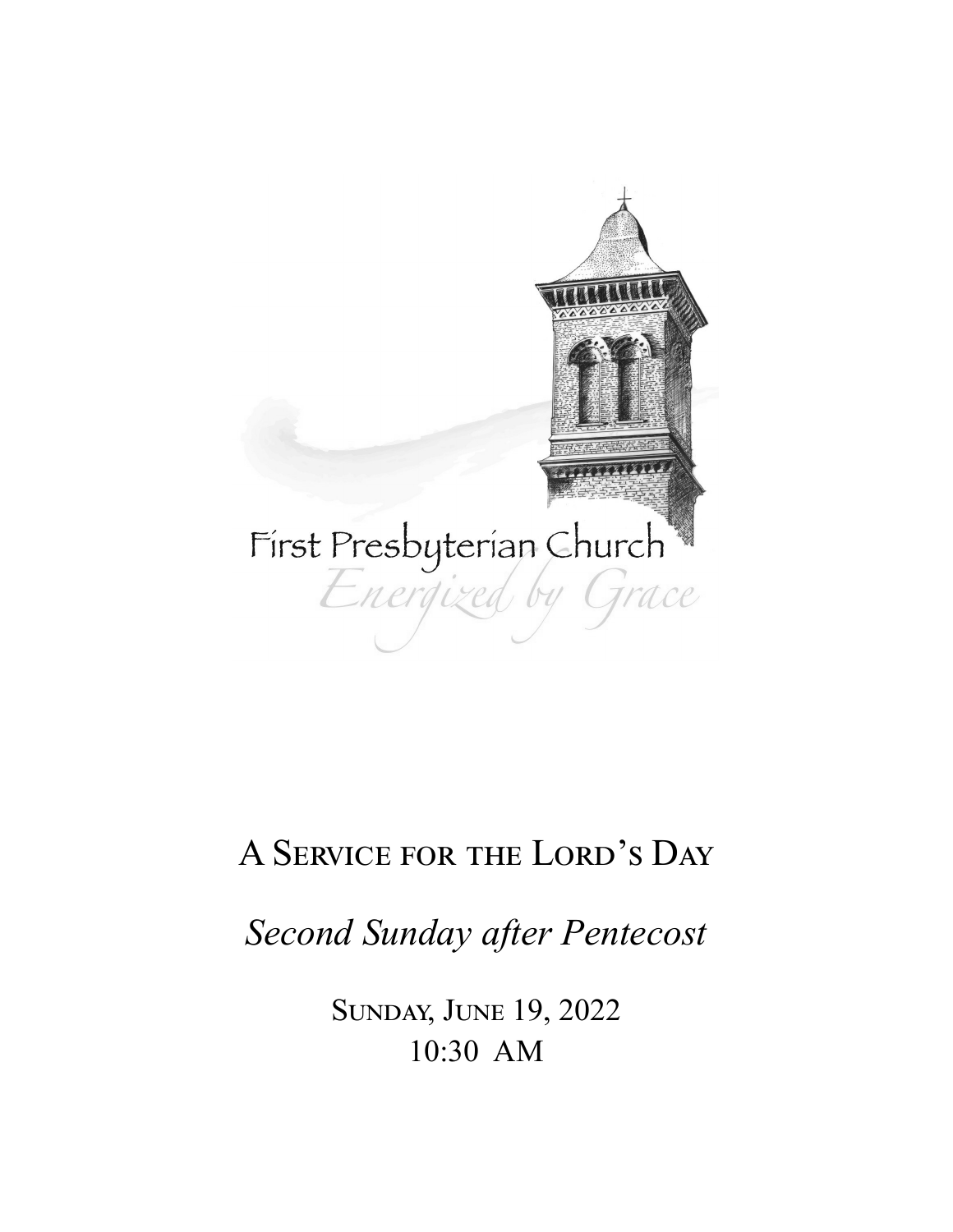First Presbyterian Church

*Energized by Grace*

# A Service for the Lord's Day

## *Second Sunday after Pentecost*

Sunday, June 19, 2022
10:30 AM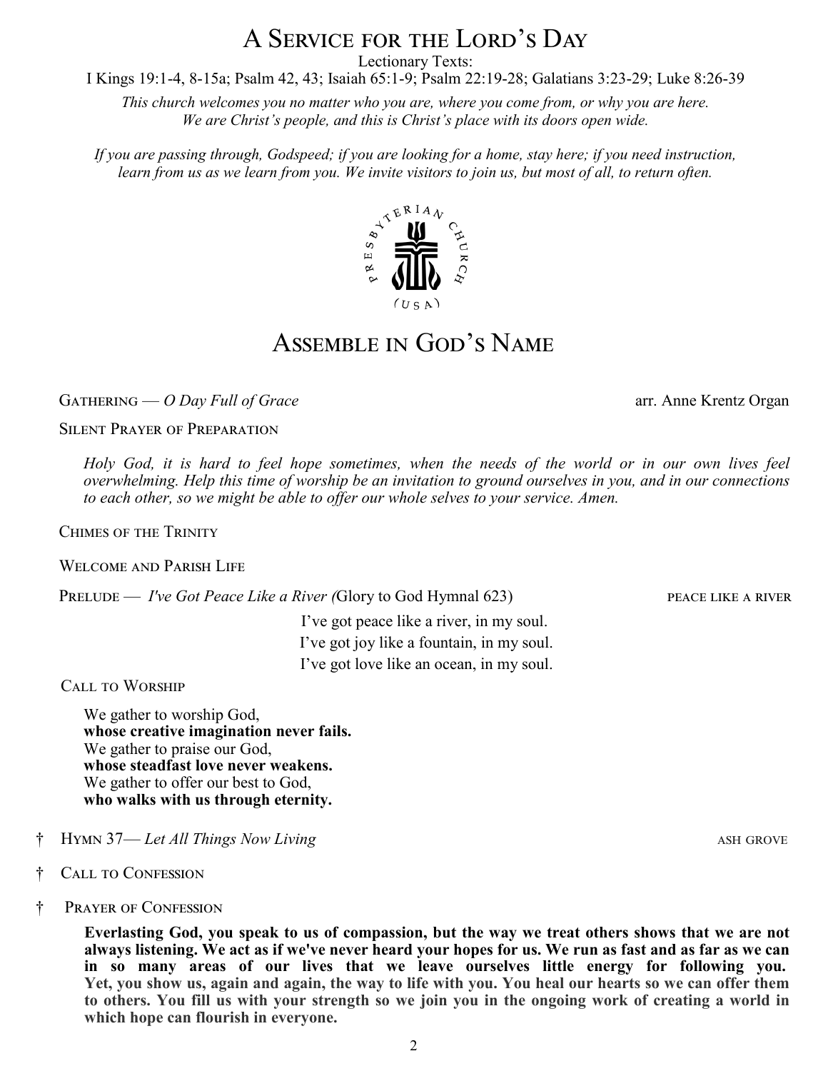# A Service for the Lord's Day

Lectionary Texts:
I Kings 19:1-4, 8-15a; Psalm 42, 43; Isaiah 65:1-9; Psalm 22:19-28; Galatians 3:23-29; Luke 8:26-39

*This church welcomes you no matter who you are, where you come from, or why you are here. We are Christ's people, and this is Christ's place with its doors open wide.*

*If you are passing through, Godspeed; if you are looking for a home, stay here; if you need instruction, learn from us as we learn from you. We invite visitors to join us, but most of all, to return often.*

## Assemble in God's Name

Gathering — *O Day Full of Grace* arr. Anne Krentz Organ

Silent Prayer of Preparation

*Holy God, it is hard to feel hope sometimes, when the needs of the world or in our own lives feel overwhelming. Help this time of worship be an invitation to ground ourselves in you, and in our connections to each other, so we might be able to offer our whole selves to your service. Amen.*

Chimes of the Trinity

Welcome and Parish Life

Prelude — *I've Got Peace Like a River (*Glory to God Hymnal 623) peace like a river

I've got peace like a river, in my soul.
I've got joy like a fountain, in my soul.
I've got love like an ocean, in my soul.

Call to Worship

We gather to worship God,
**whose creative imagination never fails.**
We gather to praise our God,
**whose steadfast love never weakens.**
We gather to offer our best to God,
**who walks with us through eternity.**

† Hymn 37— *Let All Things Now Living* ash grove

† Call to Confession

† Prayer of Confession

**Everlasting God, you speak to us of compassion, but the way we treat others shows that we are not always listening. We act as if we've never heard your hopes for us. We run as fast and as far as we can in so many areas of our lives that we leave ourselves little energy for following you. Yet, you show us, again and again, the way to life with you. You heal our hearts so we can offer them to others. You fill us with your strength so we join you in the ongoing work of creating a world in which hope can flourish in everyone.**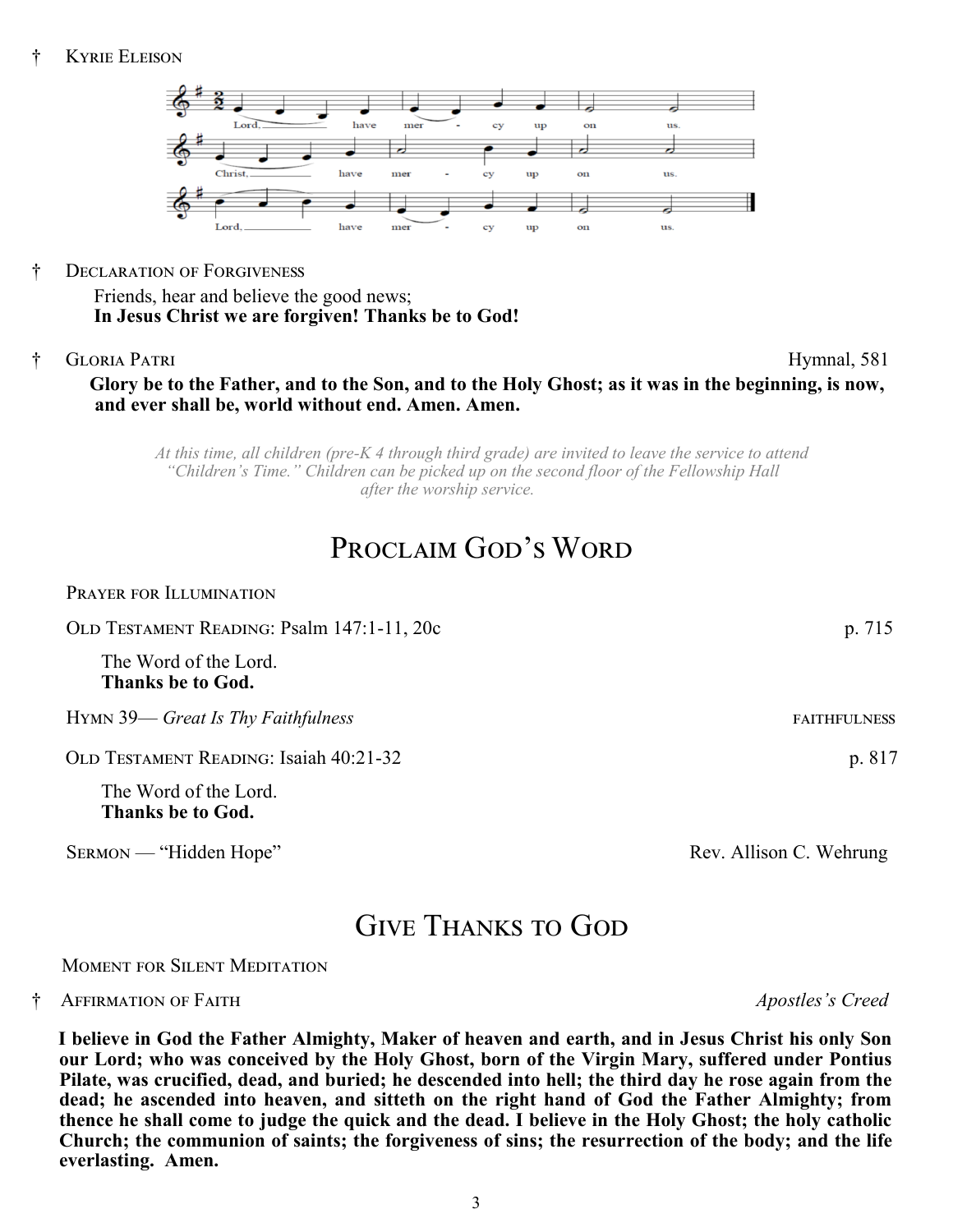† Kyrie Eleison

Lord, have mercy upon us.
Christ, have mercy upon us.
Lord, have mercy upon us.

† Declaration of Forgiveness

Friends, hear and believe the good news;
**In Jesus Christ we are forgiven! Thanks be to God!**

† Gloria Patri — Hymnal, 581

**Glory be to the Father, and to the Son, and to the Holy Ghost; as it was in the beginning, is now, and ever shall be, world without end. Amen. Amen.**

*At this time, all children (pre-K 4 through third grade) are invited to leave the service to attend "Children's Time." Children can be picked up on the second floor of the Fellowship Hall after the worship service.*

## Proclaim God's Word

Prayer for Illumination

Old Testament Reading: Psalm 147:1-11, 20c — p. 715

The Word of the Lord.
**Thanks be to God.**

Hymn 39— *Great Is Thy Faithfulness* — faithfulness

Old Testament Reading: Isaiah 40:21-32 — p. 817

The Word of the Lord.
**Thanks be to God.**

Sermon — "Hidden Hope" — Rev. Allison C. Wehrung

## Give Thanks to God

Moment for Silent Meditation

† Affirmation of Faith — *Apostles's Creed*

**I believe in God the Father Almighty, Maker of heaven and earth, and in Jesus Christ his only Son our Lord; who was conceived by the Holy Ghost, born of the Virgin Mary, suffered under Pontius Pilate, was crucified, dead, and buried; he descended into hell; the third day he rose again from the dead; he ascended into heaven, and sitteth on the right hand of God the Father Almighty; from thence he shall come to judge the quick and the dead. I believe in the Holy Ghost; the holy catholic Church; the communion of saints; the forgiveness of sins; the resurrection of the body; and the life everlasting. Amen.**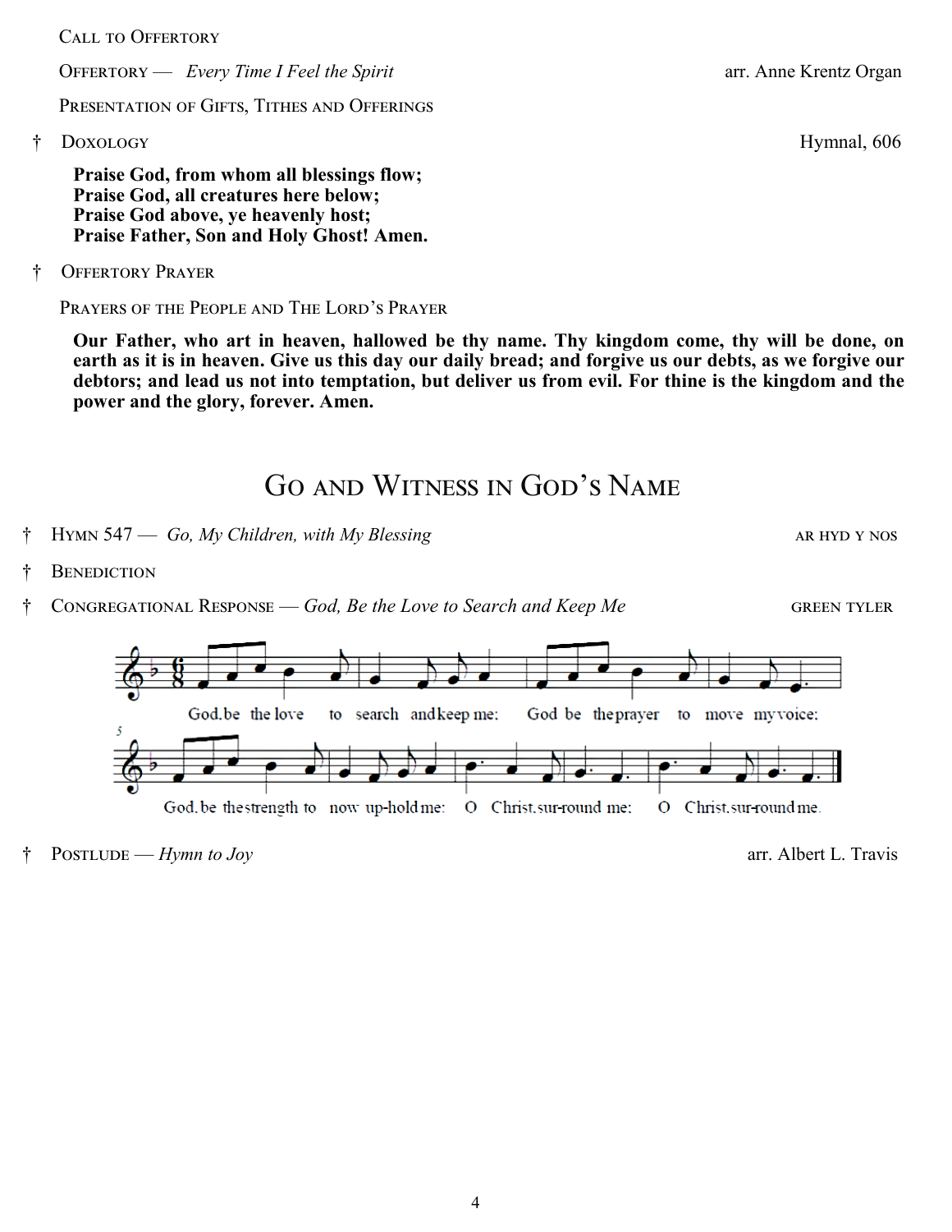Call to Offertory

Offertory — *Every Time I Feel the Spirit* arr. Anne Krentz Organ

Presentation of Gifts, Tithes and Offerings

† Doxology Hymnal, 606

**Praise God, from whom all blessings flow;**
**Praise God, all creatures here below;**
**Praise God above, ye heavenly host;**
**Praise Father, Son and Holy Ghost! Amen.**

† Offertory Prayer

Prayers of the People and The Lord's Prayer

**Our Father, who art in heaven, hallowed be thy name. Thy kingdom come, thy will be done, on earth as it is in heaven. Give us this day our daily bread; and forgive us our debts, as we forgive our debtors; and lead us not into temptation, but deliver us from evil. For thine is the kingdom and the power and the glory, forever. Amen.**

## Go and Witness in God's Name

† Hymn 547 — *Go, My Children, with My Blessing* ar hyd y nos

† Benediction

† Congregational Response — *God, Be the Love to Search and Keep Me* green tyler

God, be the love to search and keep me: God be the prayer to move my voice:
God, be the strength to now up-hold me: O Christ, sur-round me: O Christ, sur-round me.

† Postlude — *Hymn to Joy* arr. Albert L. Travis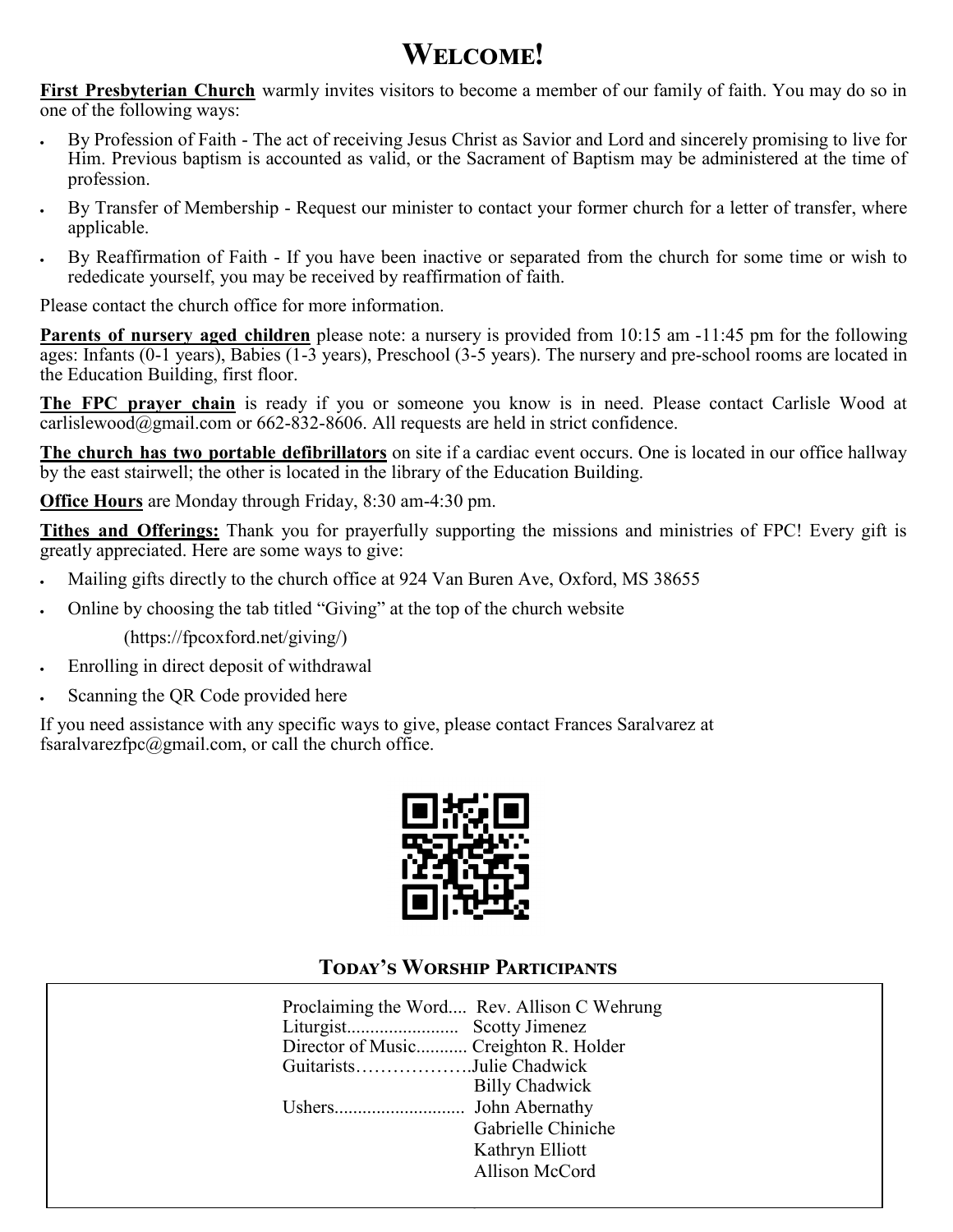# Welcome!

**First Presbyterian Church** warmly invites visitors to become a member of our family of faith. You may do so in one of the following ways:

- By Profession of Faith - The act of receiving Jesus Christ as Savior and Lord and sincerely promising to live for Him. Previous baptism is accounted as valid, or the Sacrament of Baptism may be administered at the time of profession.
- By Transfer of Membership - Request our minister to contact your former church for a letter of transfer, where applicable.
- By Reaffirmation of Faith - If you have been inactive or separated from the church for some time or wish to rededicate yourself, you may be received by reaffirmation of faith.

Please contact the church office for more information.

**Parents of nursery aged children** please note: a nursery is provided from 10:15 am -11:45 pm for the following ages: Infants (0-1 years), Babies (1-3 years), Preschool (3-5 years). The nursery and pre-school rooms are located in the Education Building, first floor.

**The FPC prayer chain** is ready if you or someone you know is in need. Please contact Carlisle Wood at carlislewood@gmail.com or 662-832-8606. All requests are held in strict confidence.

**The church has two portable defibrillators** on site if a cardiac event occurs. One is located in our office hallway by the east stairwell; the other is located in the library of the Education Building.

**Office Hours** are Monday through Friday, 8:30 am-4:30 pm.

**Tithes and Offerings:** Thank you for prayerfully supporting the missions and ministries of FPC! Every gift is greatly appreciated. Here are some ways to give:

- Mailing gifts directly to the church office at 924 Van Buren Ave, Oxford, MS 38655
- Online by choosing the tab titled "Giving" at the top of the church website (https://fpcoxford.net/giving/)
- Enrolling in direct deposit of withdrawal
- Scanning the QR Code provided here

If you need assistance with any specific ways to give, please contact Frances Saralvarez at fsaralvarezfpc@gmail.com, or call the church office.

## Today's Worship Participants

Proclaiming the Word.... Rev. Allison C Wehrung
Liturgist........................ Scotty Jimenez
Director of Music........... Creighton R. Holder
Guitarists……………….Julie Chadwick
Billy Chadwick
Ushers............................ John Abernathy
Gabrielle Chiniche
Kathryn Elliott
Allison McCord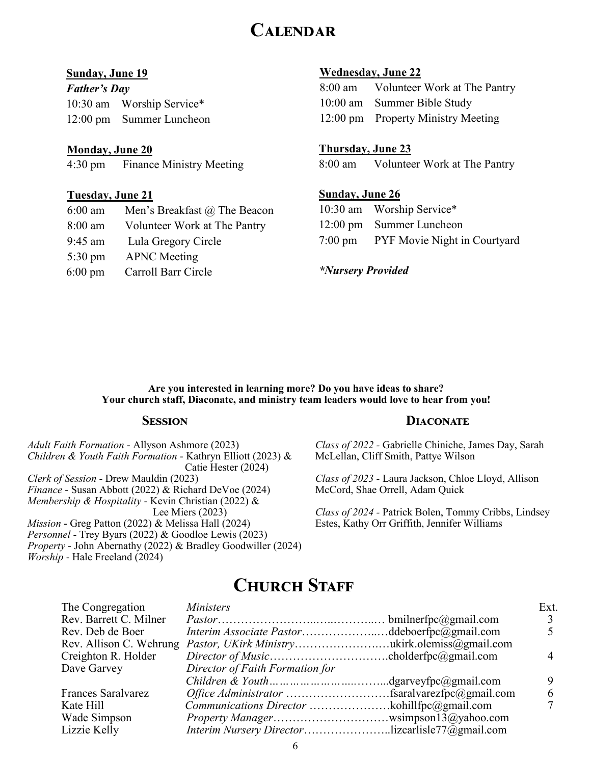# Calendar

**Sunday, June 19**

***Father's Day***

10:30 am Worship Service*

12:00 pm Summer Luncheon

**Monday, June 20**

4:30 pm Finance Ministry Meeting

**Tuesday, June 21**

6:00 am Men's Breakfast @ The Beacon

8:00 am Volunteer Work at The Pantry

9:45 am Lula Gregory Circle

5:30 pm APNC Meeting

6:00 pm Carroll Barr Circle

**Wednesday, June 22**

8:00 am Volunteer Work at The Pantry

10:00 am Summer Bible Study

12:00 pm Property Ministry Meeting

**Thursday, June 23**

8:00 am Volunteer Work at The Pantry

**Sunday, June 26**

10:30 am Worship Service*

12:00 pm Summer Luncheon

7:00 pm PYF Movie Night in Courtyard

***Nursery Provided***

**Are you interested in learning more? Do you have ideas to share?**
**Your church staff, Diaconate, and ministry team leaders would love to hear from you!**

## Session

*Adult Faith Formation* - Allyson Ashmore (2023)
*Children & Youth Faith Formation* - Kathryn Elliott (2023) & Catie Hester (2024)
*Clerk of Session* - Drew Mauldin (2023)
*Finance* - Susan Abbott (2022) & Richard DeVoe (2024)
*Membership & Hospitality* - Kevin Christian (2022) & Lee Miers (2023)
*Mission* - Greg Patton (2022) & Melissa Hall (2024)
*Personnel* - Trey Byars (2022) & Goodloe Lewis (2023)
*Property* - John Abernathy (2022) & Bradley Goodwiller (2024)
*Worship* - Hale Freeland (2024)

## Diaconate

*Class of 2022* - Gabrielle Chiniche, James Day, Sarah McLellan, Cliff Smith, Pattye Wilson

*Class of 2023* - Laura Jackson, Chloe Lloyd, Allison McCord, Shae Orrell, Adam Quick

*Class of 2024* - Patrick Bolen, Tommy Cribbs, Lindsey Estes, Kathy Orr Griffith, Jennifer Williams

# Church Staff

| The Congregation | *Ministers* | | Ext. |
|---|---|---|---|
| Rev. Barrett C. Milner | *Pastor* | bmilnerfpc@gmail.com | 3 |
| Rev. Deb de Boer | *Interim Associate Pastor* | ddeboerfpc@gmail.com | 5 |
| Rev. Allison C. Wehrung | *Pastor, UKirk Ministry* | ukirk.olemiss@gmail.com | |
| Creighton R. Holder | *Director of Music* | cholderfpc@gmail.com | 4 |
| Dave Garvey | *Director of Faith Formation for Children & Youth* | dgarveyfpc@gmail.com | 9 |
| Frances Saralvarez | *Office Administrator* | fsaralvarezfpc@gmail.com | 6 |
| Kate Hill | *Communications Director* | kohillfpc@gmail.com | 7 |
| Wade Simpson | *Property Manager* | wsimpson13@yahoo.com | |
| Lizzie Kelly | *Interim Nursery Director* | lizcarlisle77@gmail.com | |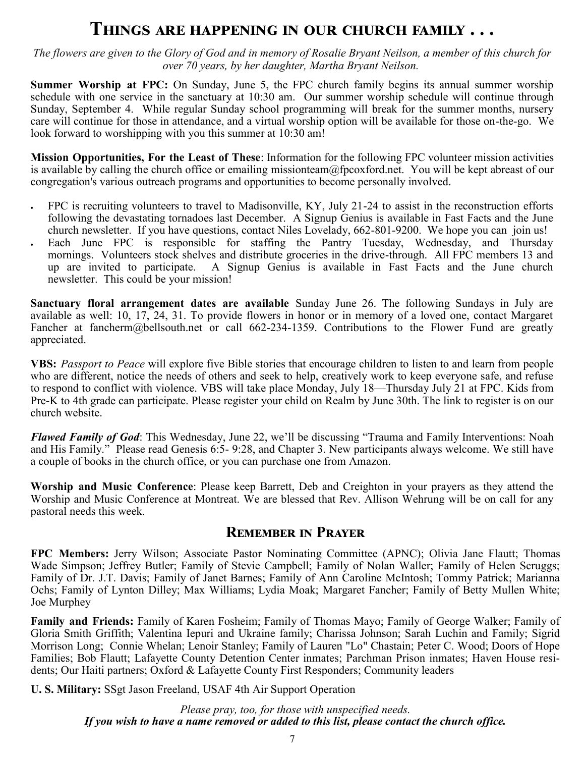# Things are happening in our church family . . .

*The flowers are given to the Glory of God and in memory of Rosalie Bryant Neilson, a member of this church for over 70 years, by her daughter, Martha Bryant Neilson.*

**Summer Worship at FPC:** On Sunday, June 5, the FPC church family begins its annual summer worship schedule with one service in the sanctuary at 10:30 am. Our summer worship schedule will continue through Sunday, September 4. While regular Sunday school programming will break for the summer months, nursery care will continue for those in attendance, and a virtual worship option will be available for those on-the-go. We look forward to worshipping with you this summer at 10:30 am!

**Mission Opportunities, For the Least of These**: Information for the following FPC volunteer mission activities is available by calling the church office or emailing missionteam@fpcoxford.net. You will be kept abreast of our congregation's various outreach programs and opportunities to become personally involved.

- FPC is recruiting volunteers to travel to Madisonville, KY, July 21-24 to assist in the reconstruction efforts following the devastating tornadoes last December. A Signup Genius is available in Fast Facts and the June church newsletter. If you have questions, contact Niles Lovelady, 662-801-9200. We hope you can join us!
- Each June FPC is responsible for staffing the Pantry Tuesday, Wednesday, and Thursday mornings. Volunteers stock shelves and distribute groceries in the drive-through. All FPC members 13 and up are invited to participate. A Signup Genius is available in Fast Facts and the June church newsletter. This could be your mission!

**Sanctuary floral arrangement dates are available** Sunday June 26. The following Sundays in July are available as well: 10, 17, 24, 31. To provide flowers in honor or in memory of a loved one, contact Margaret Fancher at fancherm@bellsouth.net or call 662-234-1359. Contributions to the Flower Fund are greatly appreciated.

**VBS:** *Passport to Peace* will explore five Bible stories that encourage children to listen to and learn from people who are different, notice the needs of others and seek to help, creatively work to keep everyone safe, and refuse to respond to conflict with violence. VBS will take place Monday, July 18—Thursday July 21 at FPC. Kids from Pre-K to 4th grade can participate. Please register your child on Realm by June 30th. The link to register is on our church website.

***Flawed Family of God***: This Wednesday, June 22, we'll be discussing "Trauma and Family Interventions: Noah and His Family." Please read Genesis 6:5- 9:28, and Chapter 3. New participants always welcome. We still have a couple of books in the church office, or you can purchase one from Amazon.

**Worship and Music Conference**: Please keep Barrett, Deb and Creighton in your prayers as they attend the Worship and Music Conference at Montreat. We are blessed that Rev. Allison Wehrung will be on call for any pastoral needs this week.

## Remember in Prayer

**FPC Members:** Jerry Wilson; Associate Pastor Nominating Committee (APNC); Olivia Jane Flautt; Thomas Wade Simpson; Jeffrey Butler; Family of Stevie Campbell; Family of Nolan Waller; Family of Helen Scruggs; Family of Dr. J.T. Davis; Family of Janet Barnes; Family of Ann Caroline McIntosh; Tommy Patrick; Marianna Ochs; Family of Lynton Dilley; Max Williams; Lydia Moak; Margaret Fancher; Family of Betty Mullen White; Joe Murphey

**Family and Friends:** Family of Karen Fosheim; Family of Thomas Mayo; Family of George Walker; Family of Gloria Smith Griffith; Valentina Iepuri and Ukraine family; Charissa Johnson; Sarah Luchin and Family; Sigrid Morrison Long; Connie Whelan; Lenoir Stanley; Family of Lauren "Lo" Chastain; Peter C. Wood; Doors of Hope Families; Bob Flautt; Lafayette County Detention Center inmates; Parchman Prison inmates; Haven House residents; Our Haiti partners; Oxford & Lafayette County First Responders; Community leaders

**U. S. Military:** SSgt Jason Freeland, USAF 4th Air Support Operation

*Please pray, too, for those with unspecified needs.*

***If you wish to have a name removed or added to this list, please contact the church office.***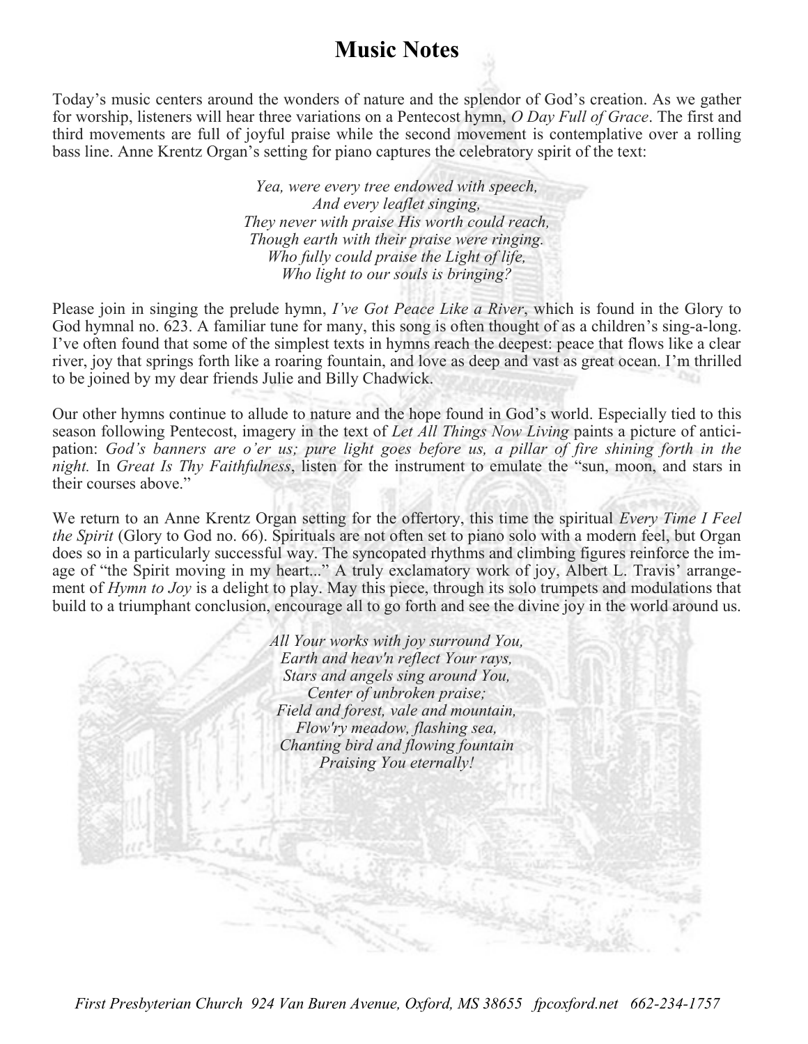# Music Notes

Today's music centers around the wonders of nature and the splendor of God's creation. As we gather for worship, listeners will hear three variations on a Pentecost hymn, *O Day Full of Grace*. The first and third movements are full of joyful praise while the second movement is contemplative over a rolling bass line. Anne Krentz Organ's setting for piano captures the celebratory spirit of the text:

*Yea, were every tree endowed with speech,*
*And every leaflet singing,*
*They never with praise His worth could reach,*
*Though earth with their praise were ringing.*
*Who fully could praise the Light of life,*
*Who light to our souls is bringing?*

Please join in singing the prelude hymn, *I've Got Peace Like a River*, which is found in the Glory to God hymnal no. 623. A familiar tune for many, this song is often thought of as a children's sing-a-long. I've often found that some of the simplest texts in hymns reach the deepest: peace that flows like a clear river, joy that springs forth like a roaring fountain, and love as deep and vast as great ocean. I'm thrilled to be joined by my dear friends Julie and Billy Chadwick.

Our other hymns continue to allude to nature and the hope found in God's world. Especially tied to this season following Pentecost, imagery in the text of *Let All Things Now Living* paints a picture of anticipation: *God's banners are o'er us; pure light goes before us, a pillar of fire shining forth in the night.* In *Great Is Thy Faithfulness*, listen for the instrument to emulate the "sun, moon, and stars in their courses above."

We return to an Anne Krentz Organ setting for the offertory, this time the spiritual *Every Time I Feel the Spirit* (Glory to God no. 66). Spirituals are not often set to piano solo with a modern feel, but Organ does so in a particularly successful way. The syncopated rhythms and climbing figures reinforce the image of "the Spirit moving in my heart..." A truly exclamatory work of joy, Albert L. Travis' arrangement of *Hymn to Joy* is a delight to play. May this piece, through its solo trumpets and modulations that build to a triumphant conclusion, encourage all to go forth and see the divine joy in the world around us.

*All Your works with joy surround You,*
*Earth and heav'n reflect Your rays,*
*Stars and angels sing around You,*
*Center of unbroken praise;*
*Field and forest, vale and mountain,*
*Flow'ry meadow, flashing sea,*
*Chanting bird and flowing fountain*
*Praising You eternally!*

*First Presbyterian Church 924 Van Buren Avenue, Oxford, MS 38655 fpcoxford.net 662-234-1757*